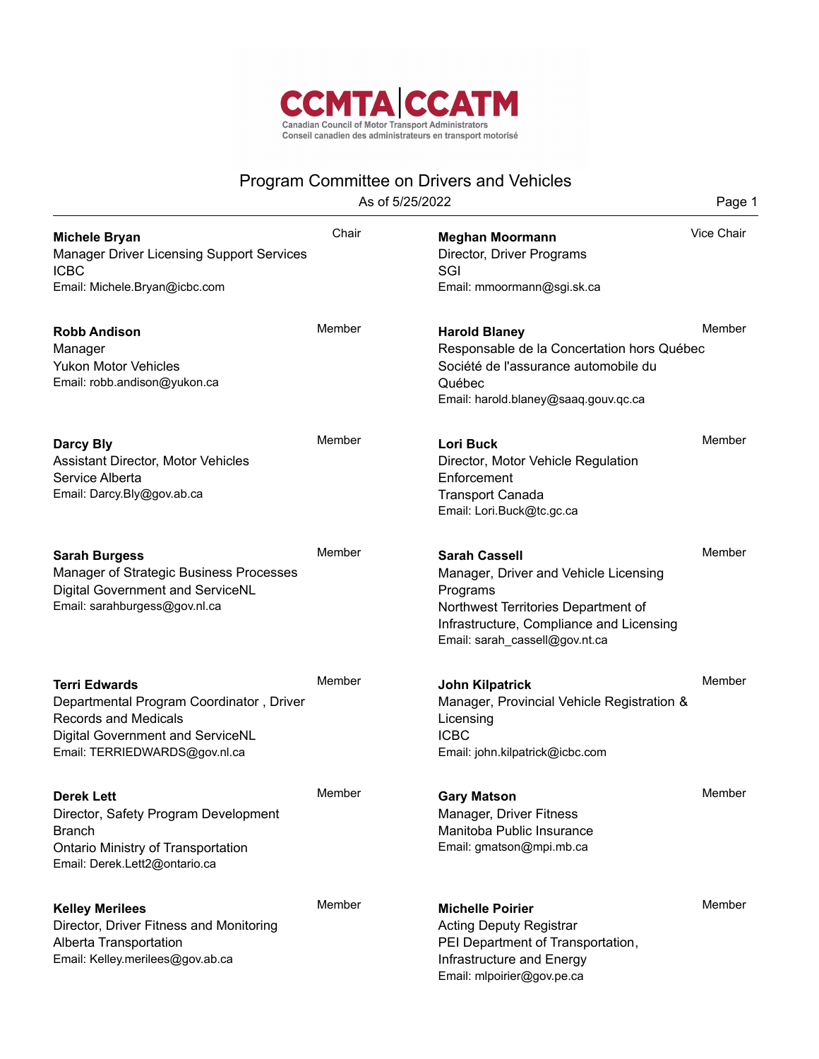CCMTA | CCATM

Canadian Council of Motor Transport Administrators
Conseil canadien des administrateurs en transport motorisé

# Program Committee on Drivers and Vehicles

As of 5/25/2022

**Michele Bryan** — Chair
Manager Driver Licensing Support Services
ICBC
Email: Michele.Bryan@icbc.com

**Meghan Moormann** — Vice Chair
Director, Driver Programs
SGI
Email: mmoormann@sgi.sk.ca

**Robb Andison** — Member
Manager
Yukon Motor Vehicles
Email: robb.andison@yukon.ca

**Harold Blaney** — Member
Responsable de la Concertation hors Québec
Société de l'assurance automobile du Québec
Email: harold.blaney@saaq.gouv.qc.ca

**Darcy Bly** — Member
Assistant Director, Motor Vehicles
Service Alberta
Email: Darcy.Bly@gov.ab.ca

**Lori Buck** — Member
Director, Motor Vehicle Regulation Enforcement
Transport Canada
Email: Lori.Buck@tc.gc.ca

**Sarah Burgess** — Member
Manager of Strategic Business Processes
Digital Government and ServiceNL
Email: sarahburgess@gov.nl.ca

**Sarah Cassell** — Member
Manager, Driver and Vehicle Licensing Programs
Northwest Territories Department of Infrastructure, Compliance and Licensing
Email: sarah_cassell@gov.nt.ca

**Terri Edwards** — Member
Departmental Program Coordinator , Driver Records and Medicals
Digital Government and ServiceNL
Email: TERRIEDWARDS@gov.nl.ca

**John Kilpatrick** — Member
Manager, Provincial Vehicle Registration & Licensing
ICBC
Email: john.kilpatrick@icbc.com

**Derek Lett** — Member
Director, Safety Program Development Branch
Ontario Ministry of Transportation
Email: Derek.Lett2@ontario.ca

**Gary Matson** — Member
Manager, Driver Fitness
Manitoba Public Insurance
Email: gmatson@mpi.mb.ca

**Kelley Merilees** — Member
Director, Driver Fitness and Monitoring
Alberta Transportation
Email: Kelley.merilees@gov.ab.ca

**Michelle Poirier** — Member
Acting Deputy Registrar
PEI Department of Transportation, Infrastructure and Energy
Email: mlpoirier@gov.pe.ca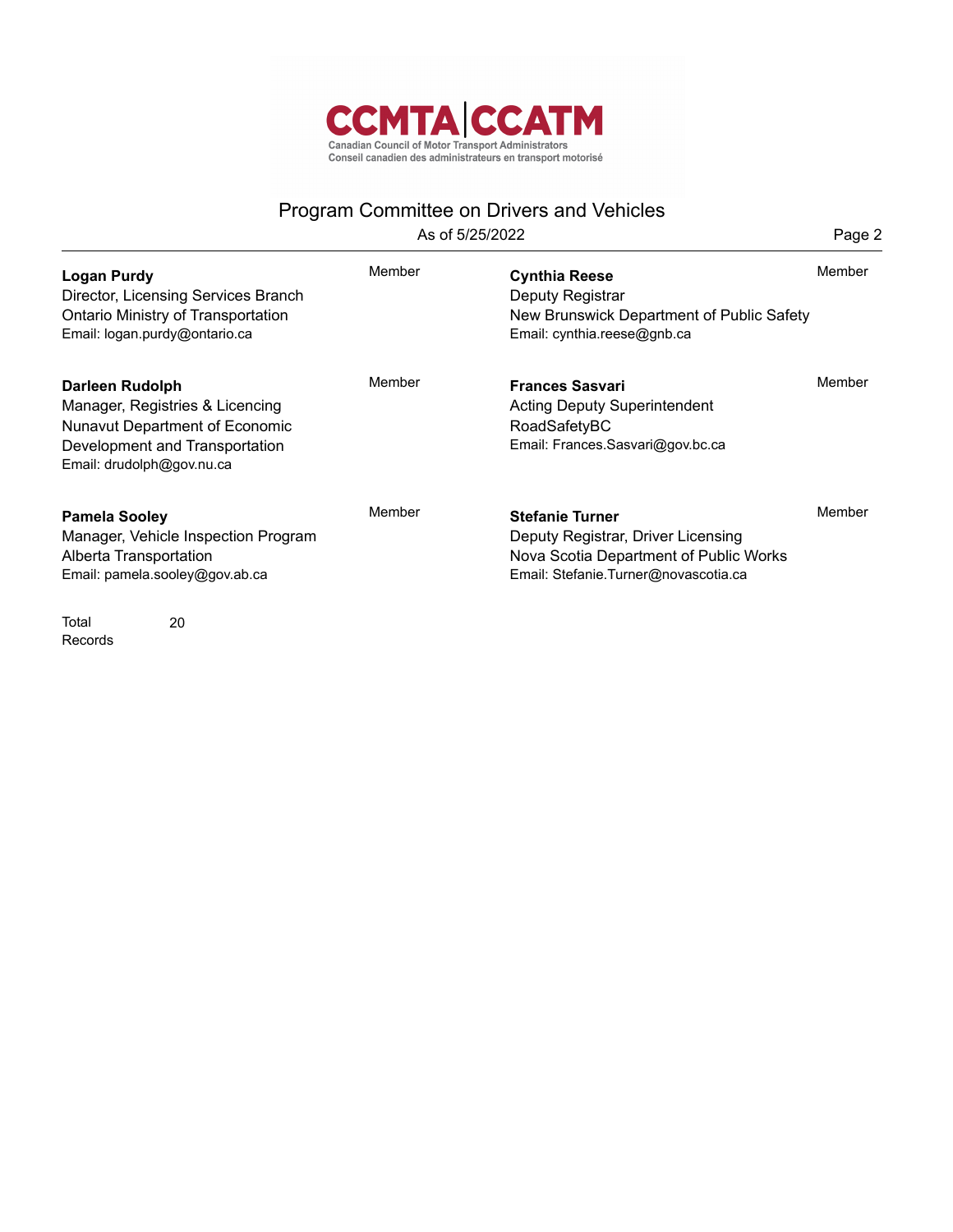## Program Committee on Drivers and Vehicles

As of 5/25/2022

**Logan Purdy** — Member
Director, Licensing Services Branch
Ontario Ministry of Transportation
Email: logan.purdy@ontario.ca

**Cynthia Reese** — Member
Deputy Registrar
New Brunswick Department of Public Safety
Email: cynthia.reese@gnb.ca

**Darleen Rudolph** — Member
Manager, Registries & Licencing
Nunavut Department of Economic Development and Transportation
Email: drudolph@gov.nu.ca

**Frances Sasvari** — Member
Acting Deputy Superintendent
RoadSafetyBC
Email: Frances.Sasvari@gov.bc.ca

**Pamela Sooley** — Member
Manager, Vehicle Inspection Program
Alberta Transportation
Email: pamela.sooley@gov.ab.ca

**Stefanie Turner** — Member
Deputy Registrar, Driver Licensing
Nova Scotia Department of Public Works
Email: Stefanie.Turner@novascotia.ca

Total Records 20